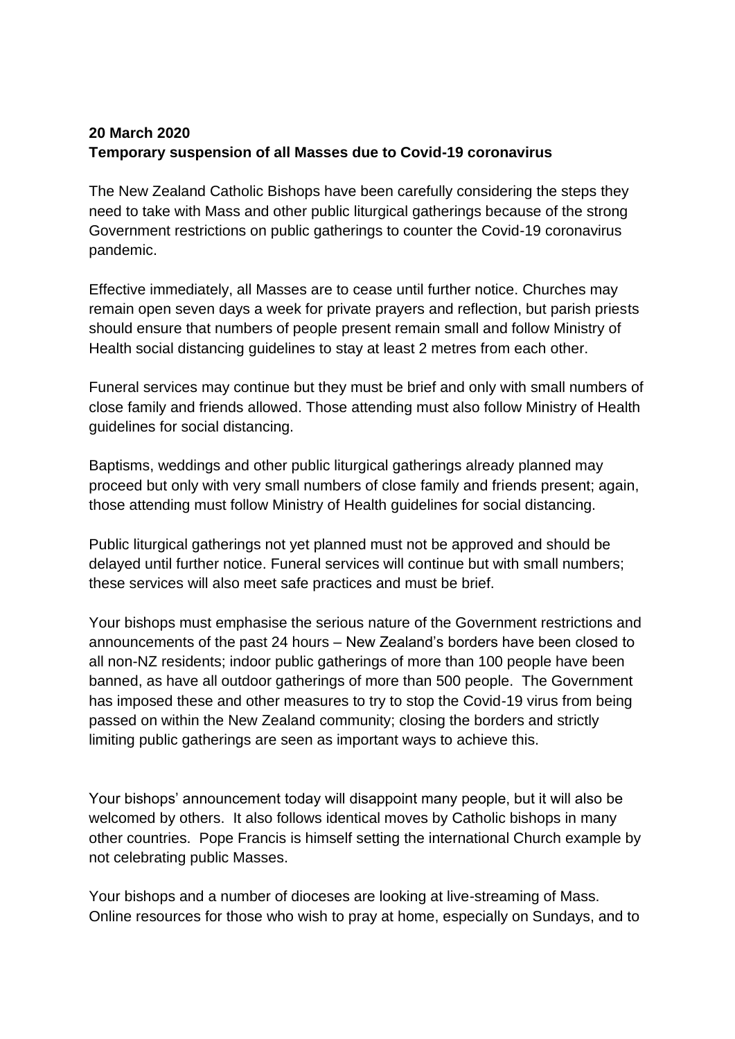**20 March 2020**
**Temporary suspension of all Masses due to Covid-19 coronavirus**

The New Zealand Catholic Bishops have been carefully considering the steps they need to take with Mass and other public liturgical gatherings because of the strong Government restrictions on public gatherings to counter the Covid-19 coronavirus pandemic.

Effective immediately, all Masses are to cease until further notice. Churches may remain open seven days a week for private prayers and reflection, but parish priests should ensure that numbers of people present remain small and follow Ministry of Health social distancing guidelines to stay at least 2 metres from each other.

Funeral services may continue but they must be brief and only with small numbers of close family and friends allowed. Those attending must also follow Ministry of Health guidelines for social distancing.

Baptisms, weddings and other public liturgical gatherings already planned may proceed but only with very small numbers of close family and friends present; again, those attending must follow Ministry of Health guidelines for social distancing.

Public liturgical gatherings not yet planned must not be approved and should be delayed until further notice. Funeral services will continue but with small numbers; these services will also meet safe practices and must be brief.

Your bishops must emphasise the serious nature of the Government restrictions and announcements of the past 24 hours – New Zealand's borders have been closed to all non-NZ residents; indoor public gatherings of more than 100 people have been banned, as have all outdoor gatherings of more than 500 people. The Government has imposed these and other measures to try to stop the Covid-19 virus from being passed on within the New Zealand community; closing the borders and strictly limiting public gatherings are seen as important ways to achieve this.

Your bishops' announcement today will disappoint many people, but it will also be welcomed by others. It also follows identical moves by Catholic bishops in many other countries. Pope Francis is himself setting the international Church example by not celebrating public Masses.

Your bishops and a number of dioceses are looking at live-streaming of Mass. Online resources for those who wish to pray at home, especially on Sundays, and to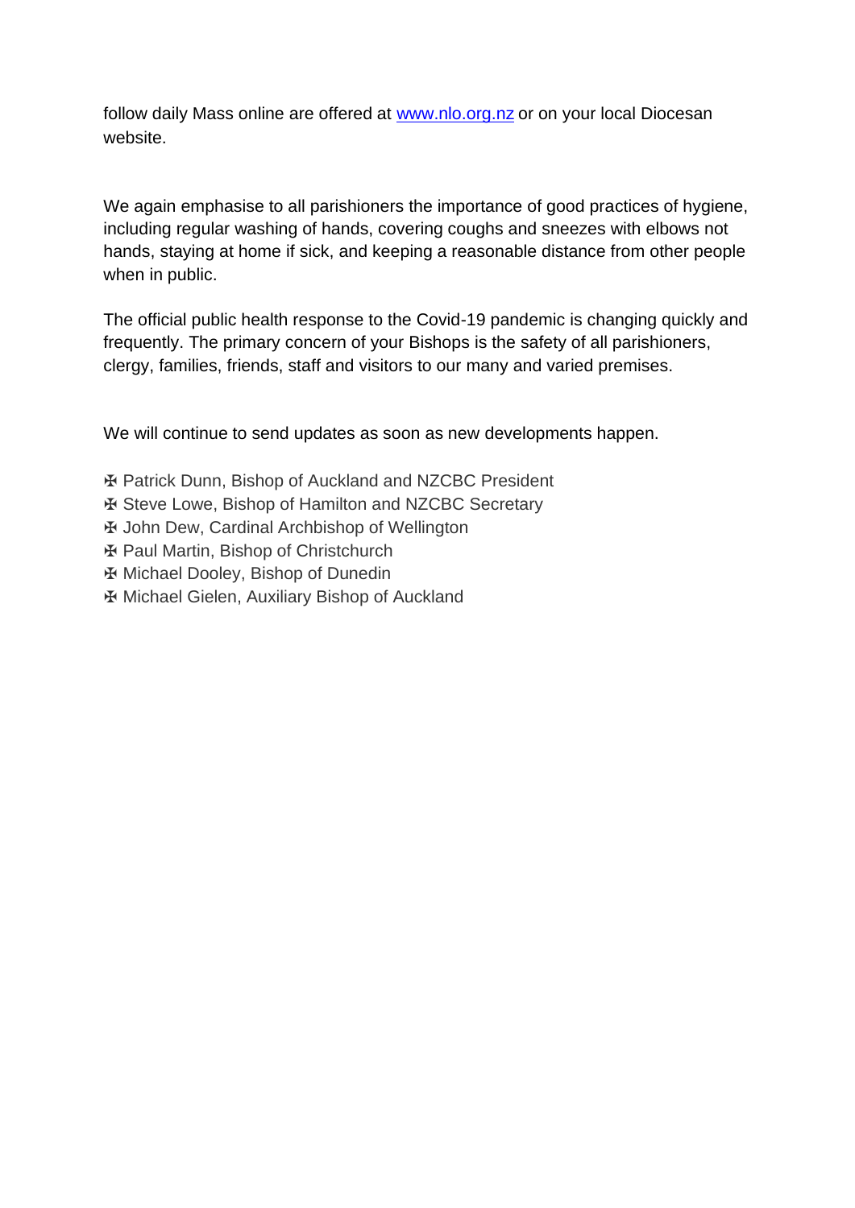follow daily Mass online are offered at [www.nlo.org.nz](http://www.nlo.org.nz) or on your local Diocesan website.

We again emphasise to all parishioners the importance of good practices of hygiene, including regular washing of hands, covering coughs and sneezes with elbows not hands, staying at home if sick, and keeping a reasonable distance from other people when in public.

The official public health response to the Covid-19 pandemic is changing quickly and frequently. The primary concern of your Bishops is the safety of all parishioners, clergy, families, friends, staff and visitors to our many and varied premises.

We will continue to send updates as soon as new developments happen.

✠ Patrick Dunn, Bishop of Auckland and NZCBC President
✠ Steve Lowe, Bishop of Hamilton and NZCBC Secretary
✠ John Dew, Cardinal Archbishop of Wellington
✠ Paul Martin, Bishop of Christchurch
✠ Michael Dooley, Bishop of Dunedin
✠ Michael Gielen, Auxiliary Bishop of Auckland